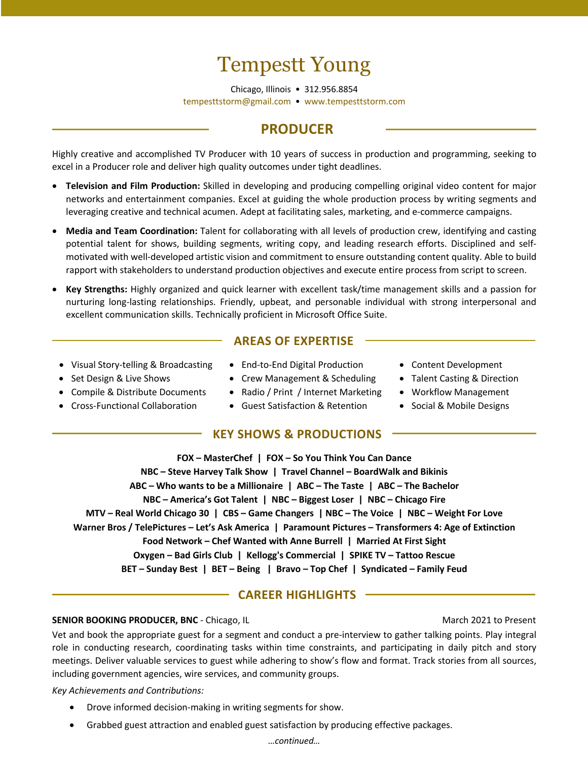# Tempestt Young

Chicago, Illinois • 312.956.8854
tempesttstorm@gmail.com • www.tempesttstorm.com

## PRODUCER

Highly creative and accomplished TV Producer with 10 years of success in production and programming, seeking to excel in a Producer role and deliver high quality outcomes under tight deadlines.

- **Television and Film Production:** Skilled in developing and producing compelling original video content for major networks and entertainment companies. Excel at guiding the whole production process by writing segments and leveraging creative and technical acumen. Adept at facilitating sales, marketing, and e-commerce campaigns.
- **Media and Team Coordination:** Talent for collaborating with all levels of production crew, identifying and casting potential talent for shows, building segments, writing copy, and leading research efforts. Disciplined and self-motivated with well-developed artistic vision and commitment to ensure outstanding content quality. Able to build rapport with stakeholders to understand production objectives and execute entire process from script to screen.
- **Key Strengths:** Highly organized and quick learner with excellent task/time management skills and a passion for nurturing long-lasting relationships. Friendly, upbeat, and personable individual with strong interpersonal and excellent communication skills. Technically proficient in Microsoft Office Suite.

## AREAS OF EXPERTISE

- Visual Story-telling & Broadcasting
- Set Design & Live Shows
- Compile & Distribute Documents
- Cross-Functional Collaboration
- End-to-End Digital Production
- Crew Management & Scheduling
- Radio / Print / Internet Marketing
- Guest Satisfaction & Retention
- Content Development
- Talent Casting & Direction
- Workflow Management
- Social & Mobile Designs

## KEY SHOWS & PRODUCTIONS

**FOX – MasterChef | FOX – So You Think You Can Dance**
**NBC – Steve Harvey Talk Show | Travel Channel – BoardWalk and Bikinis**
**ABC – Who wants to be a Millionaire | ABC – The Taste | ABC – The Bachelor**
**NBC – America's Got Talent | NBC – Biggest Loser | NBC – Chicago Fire**
**MTV – Real World Chicago 30 | CBS – Game Changers | NBC – The Voice | NBC – Weight For Love**
**Warner Bros / TelePictures – Let's Ask America | Paramount Pictures – Transformers 4: Age of Extinction**
**Food Network – Chef Wanted with Anne Burrell | Married At First Sight**
**Oxygen – Bad Girls Club | Kellogg's Commercial | SPIKE TV – Tattoo Rescue**
**BET – Sunday Best | BET – Being | Bravo – Top Chef | Syndicated – Family Feud**

## CAREER HIGHLIGHTS

**SENIOR BOOKING PRODUCER, BNC** - Chicago, IL — March 2021 to Present

Vet and book the appropriate guest for a segment and conduct a pre-interview to gather talking points. Play integral role in conducting research, coordinating tasks within time constraints, and participating in daily pitch and story meetings. Deliver valuable services to guest while adhering to show's flow and format. Track stories from all sources, including government agencies, wire services, and community groups.

*Key Achievements and Contributions:*

- Drove informed decision-making in writing segments for show.
- Grabbed guest attraction and enabled guest satisfaction by producing effective packages.

*…continued…*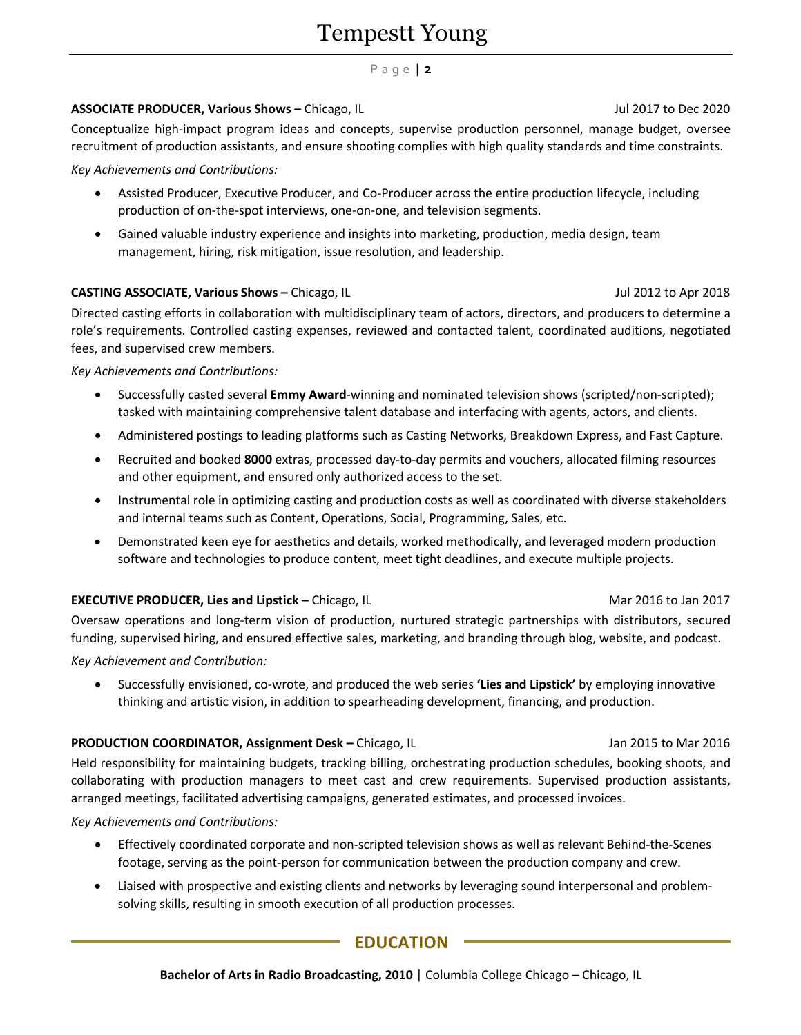**ASSOCIATE PRODUCER, Various Shows –** Chicago, IL Jul 2017 to Dec 2020

Conceptualize high-impact program ideas and concepts, supervise production personnel, manage budget, oversee recruitment of production assistants, and ensure shooting complies with high quality standards and time constraints.

*Key Achievements and Contributions:*

- Assisted Producer, Executive Producer, and Co-Producer across the entire production lifecycle, including production of on-the-spot interviews, one-on-one, and television segments.
- Gained valuable industry experience and insights into marketing, production, media design, team management, hiring, risk mitigation, issue resolution, and leadership.

**CASTING ASSOCIATE, Various Shows –** Chicago, IL Jul 2012 to Apr 2018

Directed casting efforts in collaboration with multidisciplinary team of actors, directors, and producers to determine a role's requirements. Controlled casting expenses, reviewed and contacted talent, coordinated auditions, negotiated fees, and supervised crew members.

*Key Achievements and Contributions:*

- Successfully casted several **Emmy Award**-winning and nominated television shows (scripted/non-scripted); tasked with maintaining comprehensive talent database and interfacing with agents, actors, and clients.
- Administered postings to leading platforms such as Casting Networks, Breakdown Express, and Fast Capture.
- Recruited and booked **8000** extras, processed day-to-day permits and vouchers, allocated filming resources and other equipment, and ensured only authorized access to the set.
- Instrumental role in optimizing casting and production costs as well as coordinated with diverse stakeholders and internal teams such as Content, Operations, Social, Programming, Sales, etc.
- Demonstrated keen eye for aesthetics and details, worked methodically, and leveraged modern production software and technologies to produce content, meet tight deadlines, and execute multiple projects.

**EXECUTIVE PRODUCER, Lies and Lipstick –** Chicago, IL Mar 2016 to Jan 2017

Oversaw operations and long-term vision of production, nurtured strategic partnerships with distributors, secured funding, supervised hiring, and ensured effective sales, marketing, and branding through blog, website, and podcast.

*Key Achievement and Contribution:*

- Successfully envisioned, co-wrote, and produced the web series **'Lies and Lipstick'** by employing innovative thinking and artistic vision, in addition to spearheading development, financing, and production.

**PRODUCTION COORDINATOR, Assignment Desk –** Chicago, IL Jan 2015 to Mar 2016

Held responsibility for maintaining budgets, tracking billing, orchestrating production schedules, booking shoots, and collaborating with production managers to meet cast and crew requirements. Supervised production assistants, arranged meetings, facilitated advertising campaigns, generated estimates, and processed invoices.

*Key Achievements and Contributions:*

- Effectively coordinated corporate and non-scripted television shows as well as relevant Behind-the-Scenes footage, serving as the point-person for communication between the production company and crew.
- Liaised with prospective and existing clients and networks by leveraging sound interpersonal and problem-solving skills, resulting in smooth execution of all production processes.

## EDUCATION

**Bachelor of Arts in Radio Broadcasting, 2010** | Columbia College Chicago – Chicago, IL